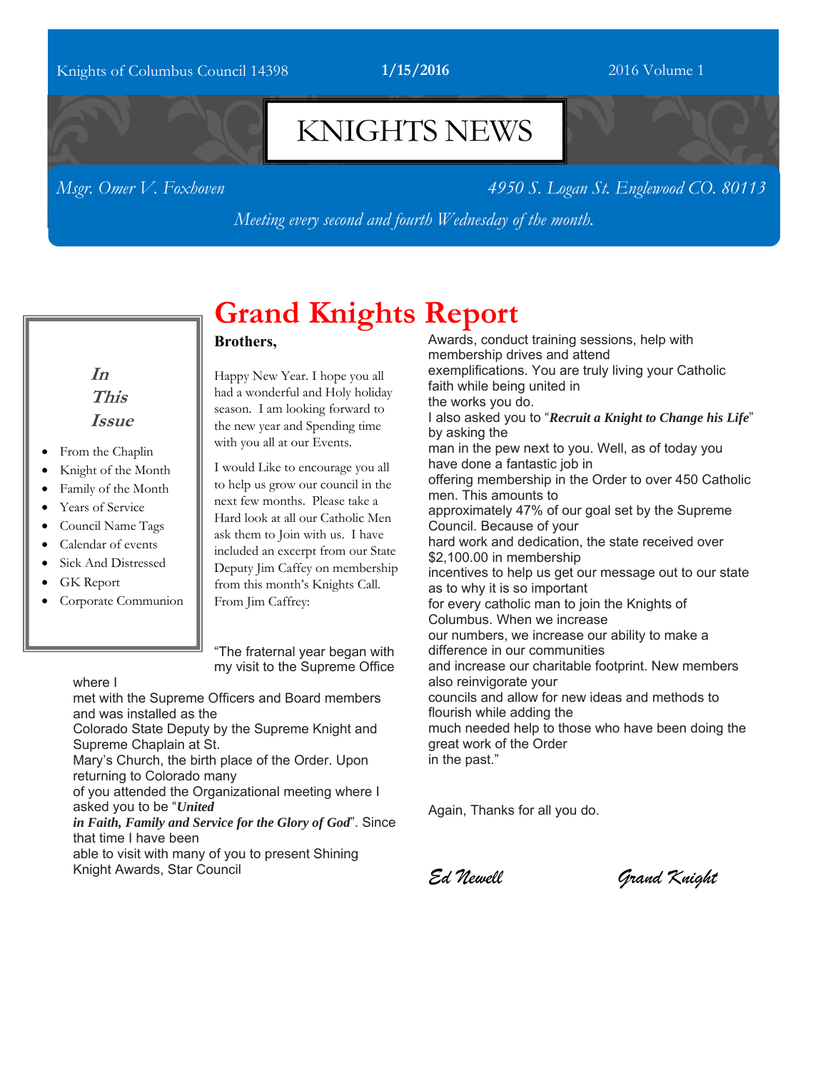Knights of Columbus Council 14398 **1/15/2016** 2016 Volume 1

# KNIGHTS NEWS

*Msgr. Omer V. Foxhoven* *4950 S. Logan St. Englewood CO. 80113*

*Meeting every second and fourth Wednesday of the month.*

***In This Issue***

- From the Chaplin
- Knight of the Month
- Family of the Month
- Years of Service
- Council Name Tags
- Calendar of events
- Sick And Distressed
- GK Report
- Corporate Communion

# Grand Knights Report

**Brothers,**

Happy New Year. I hope you all had a wonderful and Holy holiday season. I am looking forward to the new year and Spending time with you all at our Events.

I would Like to encourage you all to help us grow our council in the next few months. Please take a Hard look at all our Catholic Men ask them to Join with us. I have included an excerpt from our State Deputy Jim Caffey on membership from this month's Knights Call. From Jim Caffrey:

"The fraternal year began with my visit to the Supreme Office where I met with the Supreme Officers and Board members and was installed as the Colorado State Deputy by the Supreme Knight and Supreme Chaplain at St. Mary's Church, the birth place of the Order. Upon returning to Colorado many of you attended the Organizational meeting where I asked you to be "***United in Faith, Family and Service for the Glory of God***". Since that time I have been able to visit with many of you to present Shining Knight Awards, Star Council Awards, conduct training sessions, help with membership drives and attend exemplifications. You are truly living your Catholic faith while being united in the works you do. I also asked you to "***Recruit a Knight to Change his Life***" by asking the man in the pew next to you. Well, as of today you have done a fantastic job in offering membership in the Order to over 450 Catholic men. This amounts to approximately 47% of our goal set by the Supreme Council. Because of your hard work and dedication, the state received over $2,100.00 in membership incentives to help us get our message out to our state as to why it is so important for every catholic man to join the Knights of Columbus. When we increase our numbers, we increase our ability to make a difference in our communities and increase our charitable footprint. New members also reinvigorate your councils and allow for new ideas and methods to flourish while adding the much needed help to those who have been doing the great work of the Order in the past."

Again, Thanks for all you do.

*Ed Newell* *Grand Knight*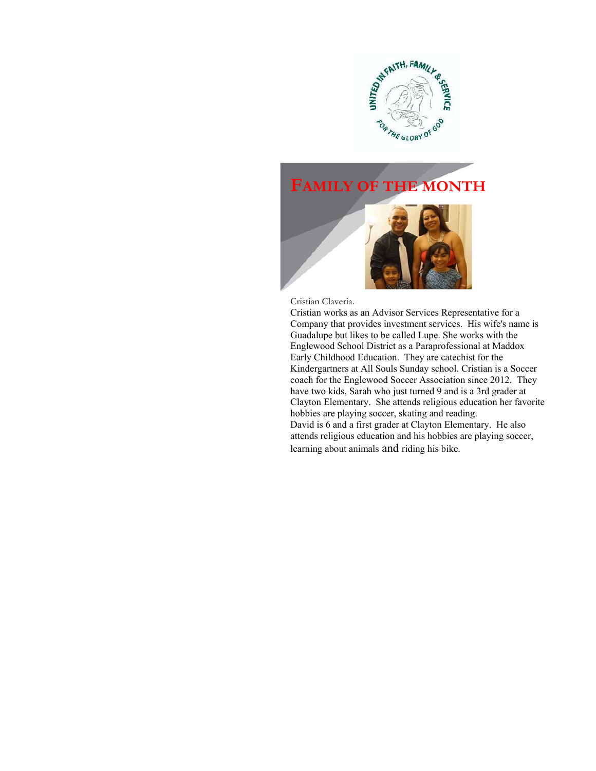# FAMILY OF THE MONTH

Cristian Claveria.

Cristian works as an Advisor Services Representative for a Company that provides investment services. His wife's name is Guadalupe but likes to be called Lupe. She works with the Englewood School District as a Paraprofessional at Maddox Early Childhood Education. They are catechist for the Kindergartners at All Souls Sunday school. Cristian is a Soccer coach for the Englewood Soccer Association since 2012. They have two kids, Sarah who just turned 9 and is a 3rd grader at Clayton Elementary. She attends religious education her favorite hobbies are playing soccer, skating and reading.

David is 6 and a first grader at Clayton Elementary. He also attends religious education and his hobbies are playing soccer, learning about animals and riding his bike.